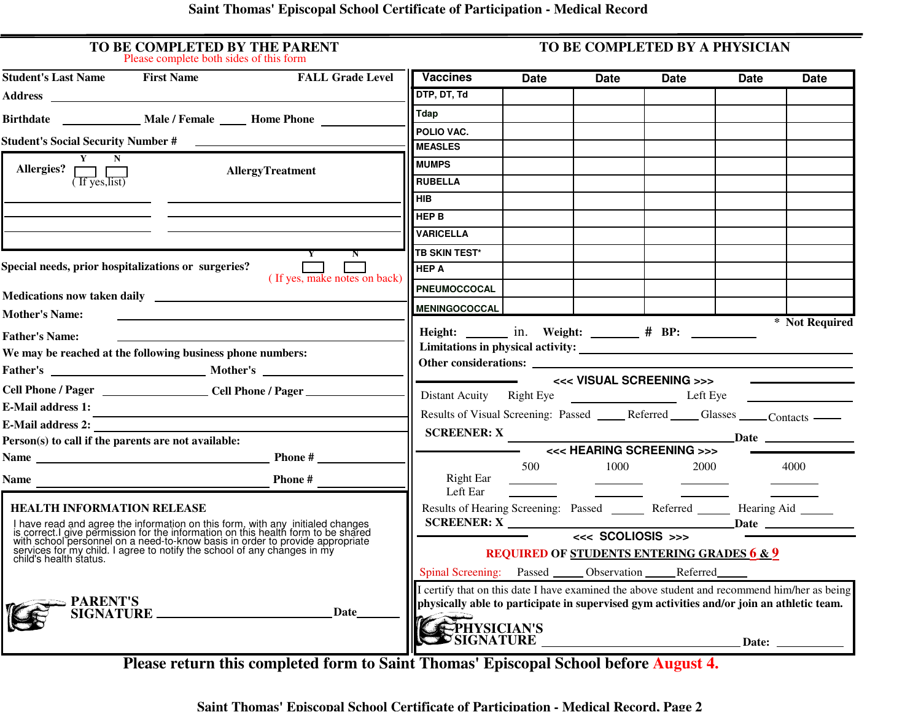# Saint Thomas' Episcopal School Certificate of Participation - Medical Record

## TO BE COMPLETED BY THE PARENT

Please complete both sides of this form

**Student's Last Name** **First Name** **FALL Grade Level**

**Address** ______________________________

**Birthdate** ____________ **Male / Female** ____ **Home Phone** ____________

**Student's Social Security Number #** ______________________________

**Allergies?** Y [ ] N [ ] ( If yes,list) **AllergyTreatment**

______________ ______________________

______________ ______________________

______________ ______________________

**Special needs, prior hospitalizations or surgeries?** Y [ ] N [ ]
( If yes, make notes on back)

**Medications now taken daily** ______________________________

**Mother's Name:** ______________________________

**Father's Name:** ______________________________

**We may be reached at the following business phone numbers:**

**Father's** ______________ **Mother's** ______________

**Cell Phone / Pager** ______________ **Cell Phone / Pager** ______________

**E-Mail address 1:** ______________________________

**E-Mail address 2:** ______________________________

**Person(s) to call if the parents are not available:**

**Name** ______________________ **Phone #** ____________

**Name** ______________________ **Phone #** ____________

### HEALTH INFORMATION RELEASE

I have read and agree the information on this form, with any initialed changes is correct.I give permission for the information on this health form to be shared with school personnel on a need-to-know basis in order to provide appropriate services for my child. I agree to notify the school of any changes in my child's health status.

**PARENT'S SIGNATURE** ______________________ **Date**________

## TO BE COMPLETED BY A PHYSICIAN

| Vaccines | Date | Date | Date | Date | Date |
|---|---|---|---|---|---|
| DTP, DT, Td | | | | | |
| Tdap | | | | | |
| POLIO VAC. | | | | | |
| MEASLES | | | | | |
| MUMPS | | | | | |
| RUBELLA | | | | | |
| HIB | | | | | |
| HEP B | | | | | |
| VARICELLA | | | | | |
| TB SKIN TEST* | | | | | |
| HEP A | | | | | |
| PNEUMOCCOCAL | | | | | |
| MENINGOCOCCAL | | | | | |

\* Not Required

**Height:** ______ in. **Weight:** ______ # **BP:** ________

**Limitations in physical activity:** ______________________________

**Other considerations:** ______________________________

### <<< VISUAL SCREENING >>>

Distant Acuity Right Eye ____________ Left Eye ____________

Results of Visual Screening: Passed ____ Referred ____ Glasses ____ Contacts ____

**SCREENER: X** ______________________________ **Date** ____________

### <<< HEARING SCREENING >>>

| | 500 | 1000 | 2000 | 4000 |
|---|---|---|---|---|
| Right Ear | | | | |
| Left Ear | | | | |

Results of Hearing Screening: Passed _____ Referred _____ Hearing Aid _____

**SCREENER: X** ______________________________ **Date** ____________

### <<< SCOLIOSIS >>>

**REQUIRED OF STUDENTS ENTERING GRADES 6 & 9**

Spinal Screening: Passed _____ Observation _____ Referred_____

I certify that on this date I have examined the above student and recommend him/her as being **physically able to participate in supervised gym activities and/or join an athletic team.**

**PHYSICIAN'S SIGNATURE** ______________________________ **Date:** ____________

**Please return this completed form to Saint Thomas' Episcopal School before August 4.**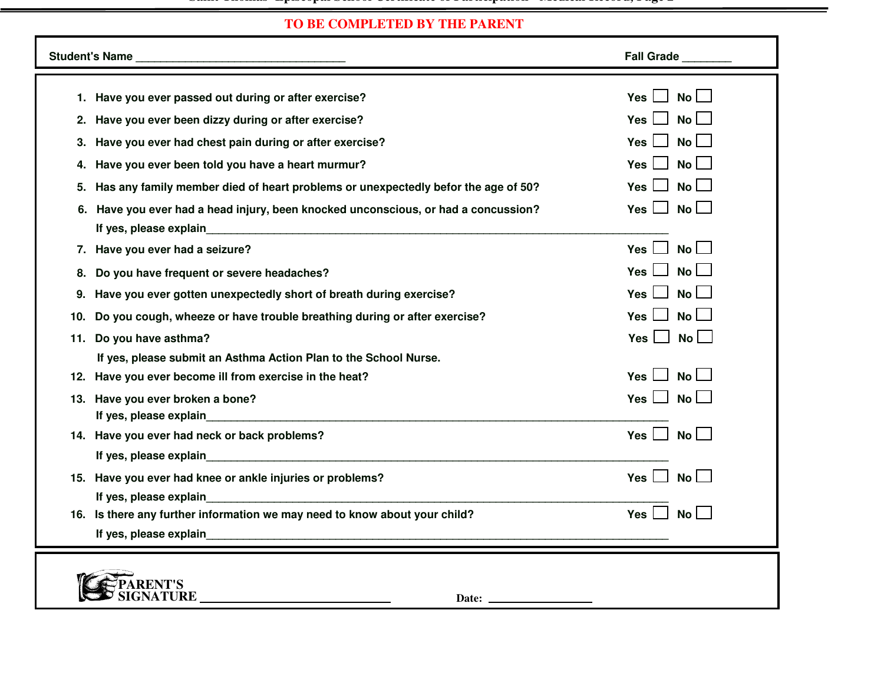## TO BE COMPLETED BY THE PARENT

**Student's Name** ________________________________ **Fall Grade** ________

1. **Have you ever passed out during or after exercise?** Yes ☐ No ☐
2. **Have you ever been dizzy during or after exercise?** Yes ☐ No ☐
3. **Have you ever had chest pain during or after exercise?** Yes ☐ No ☐
4. **Have you ever been told you have a heart murmur?** Yes ☐ No ☐
5. **Has any family member died of heart problems or unexpectedly befor the age of 50?** Yes ☐ No ☐
6. **Have you ever had a head injury, been knocked unconscious, or had a concussion?** Yes ☐ No ☐
   **If yes, please explain**________________________________________________________________
7. **Have you ever had a seizure?** Yes ☐ No ☐
8. **Do you have frequent or severe headaches?** Yes ☐ No ☐
9. **Have you ever gotten unexpectedly short of breath during exercise?** Yes ☐ No ☐
10. **Do you cough, wheeze or have trouble breathing during or after exercise?** Yes ☐ No ☐
11. **Do you have asthma?** Yes ☐ No ☐
    **If yes, please submit an Asthma Action Plan to the School Nurse.**
12. **Have you ever become ill from exercise in the heat?** Yes ☐ No ☐
13. **Have you ever broken a bone?** Yes ☐ No ☐
    **If yes, please explain**________________________________________________________________
14. **Have you ever had neck or back problems?** Yes ☐ No ☐
    **If yes, please explain**________________________________________________________________
15. **Have you ever had knee or ankle injuries or problems?** Yes ☐ No ☐
    **If yes, please explain**________________________________________________________________
16. **Is there any further information we may need to know about your child?** Yes ☐ No ☐
    **If yes, please explain**________________________________________________________________

**PARENT'S SIGNATURE** ______________________________ **Date:** ________________